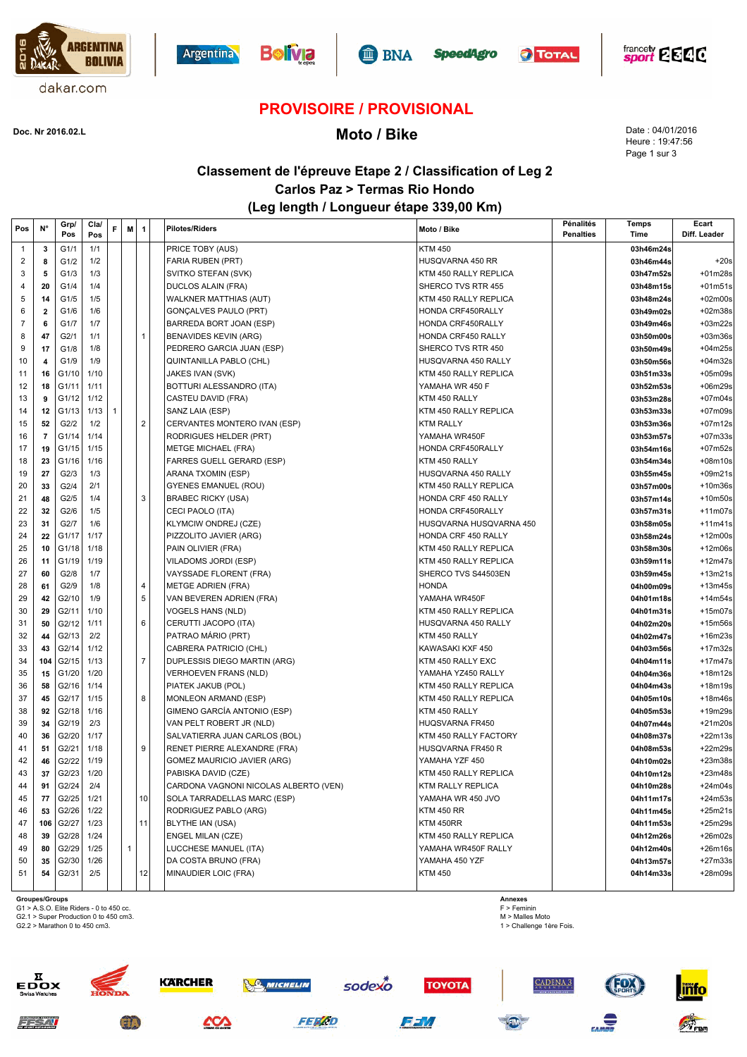## PROVISOIRE / PROVISIONAL

**Doc. Nr 2016.02.L**

# Moto / Bike

Date : 04/01/2016
Heure : 19:47:56
Page 1 sur 3

### Classement de l'épreuve Etape 2 / Classification of Leg 2
### Carlos Paz > Termas Rio Hondo
### (Leg length / Longueur étape 339,00 Km)

| Pos | N° | Grp/ Pos | Cla/ Pos | F | M | 1 | Pilotes/Riders | Moto / Bike | Pénalités Penalties | Temps Time | Ecart Diff. Leader |
|---|---|---|---|---|---|---|---|---|---|---|---|
| 1 | 3 | G1/1 | 1/1 | | | | PRICE TOBY (AUS) | KTM 450 | | 03h46m24s | |
| 2 | 8 | G1/2 | 1/2 | | | | FARIA RUBEN (PRT) | HUSQVARNA 450 RR | | 03h46m44s | +20s |
| 3 | 5 | G1/3 | 1/3 | | | | SVITKO STEFAN (SVK) | KTM 450 RALLY REPLICA | | 03h47m52s | +01m28s |
| 4 | 20 | G1/4 | 1/4 | | | | DUCLOS ALAIN (FRA) | SHERCO TVS RTR 455 | | 03h48m15s | +01m51s |
| 5 | 14 | G1/5 | 1/5 | | | | WALKNER MATTHIAS (AUT) | KTM 450 RALLY REPLICA | | 03h48m24s | +02m00s |
| 6 | 2 | G1/6 | 1/6 | | | | GONÇALVES PAULO (PRT) | HONDA CRF450RALLY | | 03h49m02s | +02m38s |
| 7 | 6 | G1/7 | 1/7 | | | | BARREDA BORT JOAN (ESP) | HONDA CRF450RALLY | | 03h49m46s | +03m22s |
| 8 | 47 | G2/1 | 1/1 | | | 1 | BENAVIDES KEVIN (ARG) | HONDA CRF450 RALLY | | 03h50m00s | +03m36s |
| 9 | 17 | G1/8 | 1/8 | | | | PEDRERO GARCIA JUAN (ESP) | SHERCO TVS RTR 450 | | 03h50m49s | +04m25s |
| 10 | 4 | G1/9 | 1/9 | | | | QUINTANILLA PABLO (CHL) | HUSQVARNA 450 RALLY | | 03h50m56s | +04m32s |
| 11 | 16 | G1/10 | 1/10 | | | | JAKES IVAN (SVK) | KTM 450 RALLY REPLICA | | 03h51m33s | +05m09s |
| 12 | 18 | G1/11 | 1/11 | | | | BOTTURI ALESSANDRO (ITA) | YAMAHA WR 450 F | | 03h52m53s | +06m29s |
| 13 | 9 | G1/12 | 1/12 | | | | CASTEU DAVID (FRA) | KTM 450 RALLY | | 03h53m28s | +07m04s |
| 14 | 12 | G1/13 | 1/13 | 1 | | | SANZ LAIA (ESP) | KTM 450 RALLY REPLICA | | 03h53m33s | +07m09s |
| 15 | 52 | G2/2 | 1/2 | | | 2 | CERVANTES MONTERO IVAN (ESP) | KTM RALLY | | 03h53m36s | +07m12s |
| 16 | 7 | G1/14 | 1/14 | | | | RODRIGUES HELDER (PRT) | YAMAHA WR450F | | 03h53m57s | +07m33s |
| 17 | 19 | G1/15 | 1/15 | | | | METGE MICHAEL (FRA) | HONDA CRF450RALLY | | 03h54m16s | +07m52s |
| 18 | 23 | G1/16 | 1/16 | | | | FARRES GUELL GERARD (ESP) | KTM 450 RALLY | | 03h54m34s | +08m10s |
| 19 | 27 | G2/3 | 1/3 | | | | ARANA TXOMIN (ESP) | HUSQVARNA 450 RALLY | | 03h55m45s | +09m21s |
| 20 | 33 | G2/4 | 2/1 | | | | GYENES EMANUEL (ROU) | KTM 450 RALLY REPLICA | | 03h57m00s | +10m36s |
| 21 | 48 | G2/5 | 1/4 | | | 3 | BRABEC RICKY (USA) | HONDA CRF 450 RALLY | | 03h57m14s | +10m50s |
| 22 | 32 | G2/6 | 1/5 | | | | CECI PAOLO (ITA) | HONDA CRF450RALLY | | 03h57m31s | +11m07s |
| 23 | 31 | G2/7 | 1/6 | | | | KLYMCIW ONDREJ (CZE) | HUSQVARNA HUSQVARNA 450 | | 03h58m05s | +11m41s |
| 24 | 22 | G1/17 | 1/17 | | | | PIZZOLITO JAVIER (ARG) | HONDA CRF 450 RALLY | | 03h58m24s | +12m00s |
| 25 | 10 | G1/18 | 1/18 | | | | PAIN OLIVIER (FRA) | KTM 450 RALLY REPLICA | | 03h58m30s | +12m06s |
| 26 | 11 | G1/19 | 1/19 | | | | VILADOMS JORDI (ESP) | KTM 450 RALLY REPLICA | | 03h59m11s | +12m47s |
| 27 | 60 | G2/8 | 1/7 | | | | VAYSSADE FLORENT (FRA) | SHERCO TVS S44503EN | | 03h59m45s | +13m21s |
| 28 | 61 | G2/9 | 1/8 | | | 4 | METGE ADRIEN (FRA) | HONDA | | 04h00m09s | +13m45s |
| 29 | 42 | G2/10 | 1/9 | | | 5 | VAN BEVEREN ADRIEN (FRA) | YAMAHA WR450F | | 04h01m18s | +14m54s |
| 30 | 29 | G2/11 | 1/10 | | | | VOGELS HANS (NLD) | KTM 450 RALLY REPLICA | | 04h01m31s | +15m07s |
| 31 | 50 | G2/12 | 1/11 | | | 6 | CERUTTI JACOPO (ITA) | HUSQVARNA 450 RALLY | | 04h02m20s | +15m56s |
| 32 | 44 | G2/13 | 2/2 | | | | PATRAO MÁRIO (PRT) | KTM 450 RALLY | | 04h02m47s | +16m23s |
| 33 | 43 | G2/14 | 1/12 | | | | CABRERA PATRICIO (CHL) | KAWASAKI KXF 450 | | 04h03m56s | +17m32s |
| 34 | 104 | G2/15 | 1/13 | | | 7 | DUPLESSIS DIEGO MARTIN (ARG) | KTM 450 RALLY EXC | | 04h04m11s | +17m47s |
| 35 | 15 | G1/20 | 1/20 | | | | VERHOEVEN FRANS (NLD) | YAMAHA YZ450 RALLY | | 04h04m36s | +18m12s |
| 36 | 58 | G2/16 | 1/14 | | | | PIATEK JAKUB (POL) | KTM 450 RALLY REPLICA | | 04h04m43s | +18m19s |
| 37 | 45 | G2/17 | 1/15 | | | 8 | MONLEON ARMAND (ESP) | KTM 450 RALLY REPLICA | | 04h05m10s | +18m46s |
| 38 | 92 | G2/18 | 1/16 | | | | GIMENO GARCÍA ANTONIO (ESP) | KTM 450 RALLY | | 04h05m53s | +19m29s |
| 39 | 34 | G2/19 | 2/3 | | | | VAN PELT ROBERT JR (NLD) | HUQSVARNA FR450 | | 04h07m44s | +21m20s |
| 40 | 36 | G2/20 | 1/17 | | | | SALVATIERRA JUAN CARLOS (BOL) | KTM 450 RALLY FACTORY | | 04h08m37s | +22m13s |
| 41 | 51 | G2/21 | 1/18 | | | 9 | RENET PIERRE ALEXANDRE (FRA) | HUSQVARNA FR450 R | | 04h08m53s | +22m29s |
| 42 | 46 | G2/22 | 1/19 | | | | GOMEZ MAURICIO JAVIER (ARG) | YAMAHA YZF 450 | | 04h10m02s | +23m38s |
| 43 | 37 | G2/23 | 1/20 | | | | PABISKA DAVID (CZE) | KTM 450 RALLY REPLICA | | 04h10m12s | +23m48s |
| 44 | 91 | G2/24 | 2/4 | | | | CARDONA VAGNONI NICOLAS ALBERTO (VEN) | KTM RALLY REPLICA | | 04h10m28s | +24m04s |
| 45 | 77 | G2/25 | 1/21 | | | 10 | SOLA TARRADELLAS MARC (ESP) | YAMAHA WR 450 JVO | | 04h11m17s | +24m53s |
| 46 | 53 | G2/26 | 1/22 | | | | RODRIGUEZ PABLO (ARG) | KTM 450 RR | | 04h11m45s | +25m21s |
| 47 | 106 | G2/27 | 1/23 | | | 11 | BLYTHE IAN (USA) | KTM 450RR | | 04h11m53s | +25m29s |
| 48 | 39 | G2/28 | 1/24 | | | | ENGEL MILAN (CZE) | KTM 450 RALLY REPLICA | | 04h12m26s | +26m02s |
| 49 | 80 | G2/29 | 1/25 | | 1 | | LUCCHESE MANUEL (ITA) | YAMAHA WR450F RALLY | | 04h12m40s | +26m16s |
| 50 | 35 | G2/30 | 1/26 | | | | DA COSTA BRUNO (FRA) | YAMAHA 450 YZF | | 04h13m57s | +27m33s |
| 51 | 54 | G2/31 | 2/5 | | | 12 | MINAUDIER LOIC (FRA) | KTM 450 | | 04h14m33s | +28m09s |

**Groupes/Groups**
G1 > A.S.O. Elite Riders - 0 to 450 cc.
G2.1 > Super Production 0 to 450 cm3.
G2.2 > Marathon 0 to 450 cm3.

**Annexes**
F > Feminin
M > Malles Moto
1 > Challenge 1ère Fois.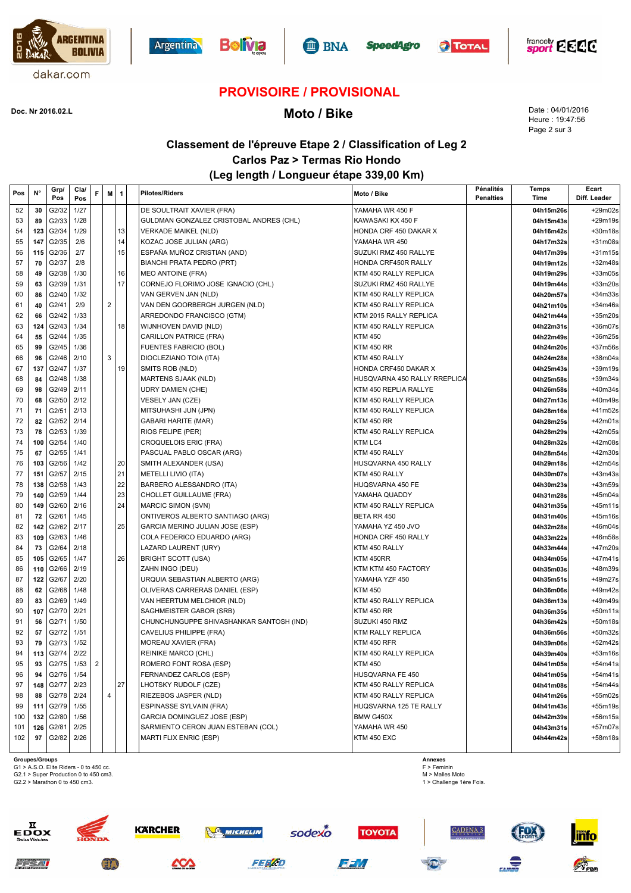# PROVISOIRE / PROVISIONAL

**Doc. Nr 2016.02.L**

## Moto / Bike

Date : 04/01/2016
Heure : 19:47:56

### Classement de l'épreuve Etape 2 / Classification of Leg 2
### Carlos Paz > Termas Rio Hondo
### (Leg length / Longueur étape 339,00 Km)

| Pos | N° | Grp/ Pos | Cla/ Pos | F | M | 1 | Pilotes/Riders | Moto / Bike | Pénalités Penalties | Temps Time | Ecart Diff. Leader |
|---|---|---|---|---|---|---|---|---|---|---|---|
| 52 | 30 | G2/32 | 1/27 | | | | DE SOULTRAIT XAVIER (FRA) | YAMAHA WR 450 F | | 04h15m26s | +29m02s |
| 53 | 89 | G2/33 | 1/28 | | | | GULDMAN GONZALEZ CRISTOBAL ANDRES (CHL) | KAWASAKI KX 450 F | | 04h15m43s | +29m19s |
| 54 | 123 | G2/34 | 1/29 | | | 13 | VERKADE MAIKEL (NLD) | HONDA CRF 450 DAKAR X | | 04h16m42s | +30m18s |
| 55 | 147 | G2/35 | 2/6 | | | 14 | KOZAC JOSE JULIAN (ARG) | YAMAHA WR 450 | | 04h17m32s | +31m08s |
| 56 | 115 | G2/36 | 2/7 | | | 15 | ESPAÑA MUÑOZ CRISTIAN (AND) | SUZUKI RMZ 450 RALLYE | | 04h17m39s | +31m15s |
| 57 | 70 | G2/37 | 2/8 | | | | BIANCHI PRATA PEDRO (PRT) | HONDA CRF450R RALLY | | 04h19m12s | +32m48s |
| 58 | 49 | G2/38 | 1/30 | | | 16 | MEO ANTOINE (FRA) | KTM 450 RALLY REPLICA | | 04h19m29s | +33m05s |
| 59 | 63 | G2/39 | 1/31 | | | 17 | CORNEJO FLORIMO JOSE IGNACIO (CHL) | SUZUKI RMZ 450 RALLYE | | 04h19m44s | +33m20s |
| 60 | 86 | G2/40 | 1/32 | | | | VAN GERVEN JAN (NLD) | KTM 450 RALLY REPLICA | | 04h20m57s | +34m33s |
| 61 | 40 | G2/41 | 2/9 | | 2 | | VAN DEN GOORBERGH JURGEN (NLD) | KTM 450 RALLY REPLICA | | 04h21m10s | +34m46s |
| 62 | 66 | G2/42 | 1/33 | | | | ARREDONDO FRANCISCO (GTM) | KTM 2015 RALLY REPLICA | | 04h21m44s | +35m20s |
| 63 | 124 | G2/43 | 1/34 | | | 18 | WIJNHOVEN DAVID (NLD) | KTM 450 RALLY REPLICA | | 04h22m31s | +36m07s |
| 64 | 55 | G2/44 | 1/35 | | | | CARILLON PATRICE (FRA) | KTM 450 | | 04h22m49s | +36m25s |
| 65 | 99 | G2/45 | 1/36 | | | | FUENTES FABRICIO (BOL) | KTM 450 RR | | 04h24m20s | +37m56s |
| 66 | 96 | G2/46 | 2/10 | | 3 | | DIOCLEZIANO TOIA (ITA) | KTM 450 RALLY | | 04h24m28s | +38m04s |
| 67 | 137 | G2/47 | 1/37 | | | 19 | SMITS ROB (NLD) | HONDA CRF450 DAKAR X | | 04h25m43s | +39m19s |
| 68 | 84 | G2/48 | 1/38 | | | | MARTENS SJAAK (NLD) | HUSQVARNA 450 RALLY RREPLICA | | 04h25m58s | +39m34s |
| 69 | 98 | G2/49 | 2/11 | | | | UDRY DAMIEN (CHE) | KTM 450 REPLIA RALLYE | | 04h26m58s | +40m34s |
| 70 | 68 | G2/50 | 2/12 | | | | VESELY JAN (CZE) | KTM 450 RALLY REPLICA | | 04h27m13s | +40m49s |
| 71 | 71 | G2/51 | 2/13 | | | | MITSUHASHI JUN (JPN) | KTM 450 RALLY REPLICA | | 04h28m16s | +41m52s |
| 72 | 82 | G2/52 | 2/14 | | | | GABARI HARITE (MAR) | KTM 450 RR | | 04h28m25s | +42m01s |
| 73 | 78 | G2/53 | 1/39 | | | | RIOS FELIPE (PER) | KTM 450 RALLY REPLICA | | 04h28m29s | +42m05s |
| 74 | 100 | G2/54 | 1/40 | | | | CROQUELOIS ERIC (FRA) | KTM LC4 | | 04h28m32s | +42m08s |
| 75 | 67 | G2/55 | 1/41 | | | | PASCUAL PABLO OSCAR (ARG) | KTM 450 RALLY | | 04h28m54s | +42m30s |
| 76 | 103 | G2/56 | 1/42 | | | 20 | SMITH ALEXANDER (USA) | HUSQVARNA 450 RALLY | | 04h29m18s | +42m54s |
| 77 | 151 | G2/57 | 2/15 | | | 21 | METELLI LIVIO (ITA) | KTM 450 RALLY | | 04h30m07s | +43m43s |
| 78 | 138 | G2/58 | 1/43 | | | 22 | BARBERO ALESSANDRO (ITA) | HUQSVARNA 450 FE | | 04h30m23s | +43m59s |
| 79 | 140 | G2/59 | 1/44 | | | 23 | CHOLLET GUILLAUME (FRA) | YAMAHA QUADDY | | 04h31m28s | +45m04s |
| 80 | 149 | G2/60 | 2/16 | | | 24 | MARCIC SIMON (SVN) | KTM 450 RALLY REPLICA | | 04h31m35s | +45m11s |
| 81 | 72 | G2/61 | 1/45 | | | | ONTIVEROS ALBERTO SANTIAGO (ARG) | BETA RR 450 | | 04h31m40s | +45m16s |
| 82 | 142 | G2/62 | 2/17 | | | 25 | GARCIA MERINO JULIAN JOSE (ESP) | YAMAHA YZ 450 JVO | | 04h32m28s | +46m04s |
| 83 | 109 | G2/63 | 1/46 | | | | COLA FEDERICO EDUARDO (ARG) | HONDA CRF 450 RALLY | | 04h33m22s | +46m58s |
| 84 | 73 | G2/64 | 2/18 | | | | LAZARD LAURENT (URY) | KTM 450 RALLY | | 04h33m44s | +47m20s |
| 85 | 105 | G2/65 | 1/47 | | | 26 | BRIGHT SCOTT (USA) | KTM 450RR | | 04h34m05s | +47m41s |
| 86 | 110 | G2/66 | 2/19 | | | | ZAHN INGO (DEU) | KTM KTM 450 FACTORY | | 04h35m03s | +48m39s |
| 87 | 122 | G2/67 | 2/20 | | | | URQUIA SEBASTIAN ALBERTO (ARG) | YAMAHA YZF 450 | | 04h35m51s | +49m27s |
| 88 | 62 | G2/68 | 1/48 | | | | OLIVERAS CARRERAS DANIEL (ESP) | KTM 450 | | 04h36m06s | +49m42s |
| 89 | 83 | G2/69 | 1/49 | | | | VAN HEERTUM MELCHIOR (NLD) | KTM 450 RALLY REPLICA | | 04h36m13s | +49m49s |
| 90 | 107 | G2/70 | 2/21 | | | | SAGHMEISTER GABOR (SRB) | KTM 450 RR | | 04h36m35s | +50m11s |
| 91 | 56 | G2/71 | 1/50 | | | | CHUNCHUNGUPPE SHIVASHANKAR SANTOSH (IND) | SUZUKI 450 RMZ | | 04h36m42s | +50m18s |
| 92 | 57 | G2/72 | 1/51 | | | | CAVELIUS PHILIPPE (FRA) | KTM RALLY REPLICA | | 04h36m56s | +50m32s |
| 93 | 79 | G2/73 | 1/52 | | | | MOREAU XAVIER (FRA) | KTM 450 RFR | | 04h39m06s | +52m42s |
| 94 | 113 | G2/74 | 2/22 | | | | REINIKE MARCO (CHL) | KTM 450 RALLY REPLICA | | 04h39m40s | +53m16s |
| 95 | 93 | G2/75 | 1/53 | 2 | | | ROMERO FONT ROSA (ESP) | KTM 450 | | 04h41m05s | +54m41s |
| 96 | 94 | G2/76 | 1/54 | | | | FERNANDEZ CARLOS (ESP) | HUSQVARNA FE 450 | | 04h41m05s | +54m41s |
| 97 | 148 | G2/77 | 2/23 | | | 27 | LHOTSKY RUDOLF (CZE) | KTM 450 RALLY REPLICA | | 04h41m08s | +54m44s |
| 98 | 88 | G2/78 | 2/24 | | 4 | | RIEZEBOS JASPER (NLD) | KTM 450 RALLY REPLICA | | 04h41m26s | +55m02s |
| 99 | 111 | G2/79 | 1/55 | | | | ESPINASSE SYLVAIN (FRA) | HUQSVARNA 125 TE RALLY | | 04h41m43s | +55m19s |
| 100 | 132 | G2/80 | 1/56 | | | | GARCIA DOMINGUEZ JOSE (ESP) | BMW G450X | | 04h42m39s | +56m15s |
| 101 | 126 | G2/81 | 2/25 | | | | SARMIENTO CERON JUAN ESTEBAN (COL) | YAMAHA WR 450 | | 04h43m31s | +57m07s |
| 102 | 97 | G2/82 | 2/26 | | | | MARTI FLIX ENRIC (ESP) | KTM 450 EXC | | 04h44m42s | +58m18s |

**Groupes/Groups**
G1 > A.S.O. Elite Riders - 0 to 450 cc.
G2.1 > Super Production 0 to 450 cm3.
G2.2 > Marathon 0 to 450 cm3.

**Annexes**
F > Feminin
M > Malles Moto
1 > Challenge 1ère Fois.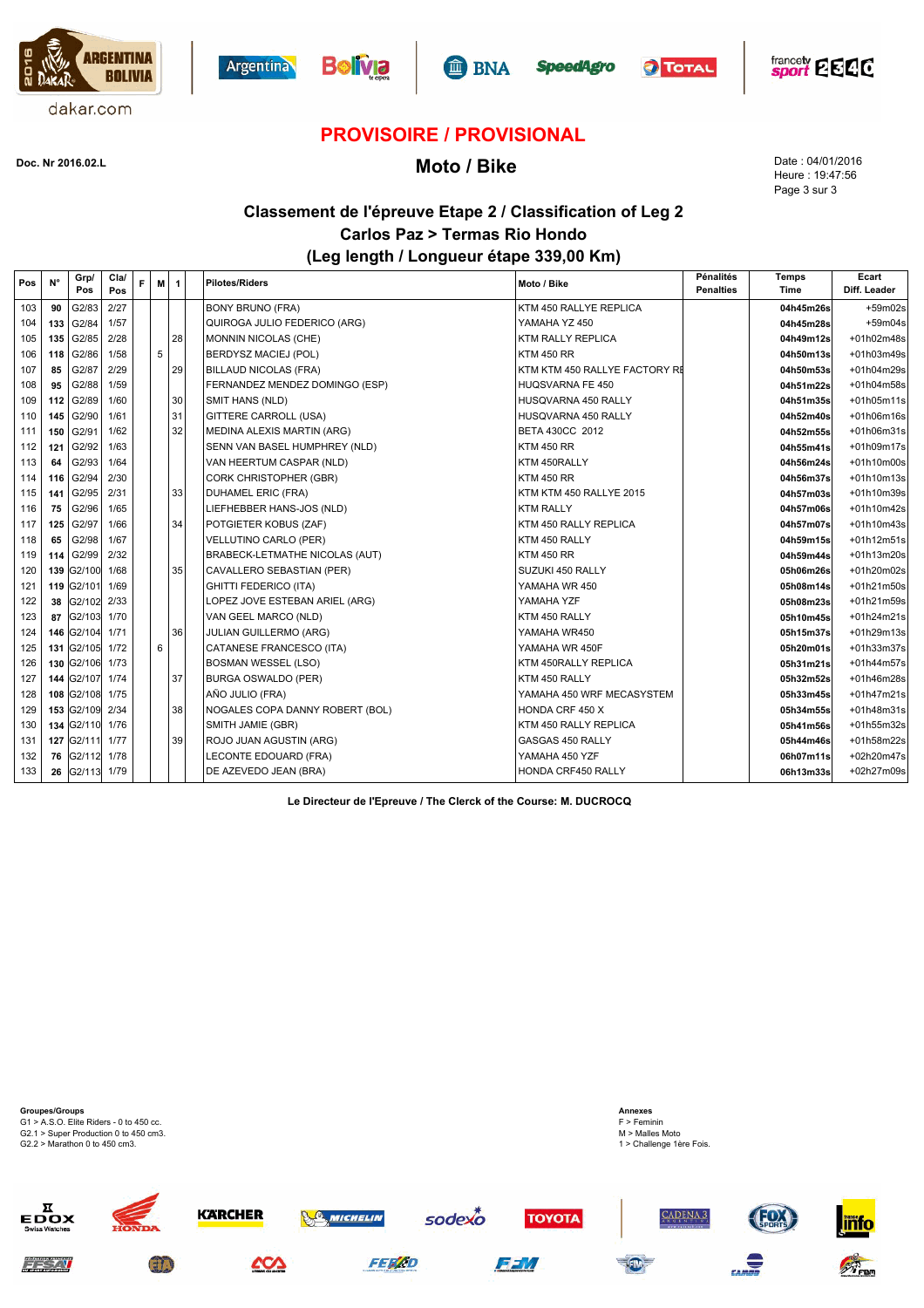## PROVISOIRE / PROVISIONAL

**Doc. Nr 2016.02.L**

# Moto / Bike

Date : 04/01/2016
Heure : 19:47:56
Page 3 sur 3

### Classement de l'épreuve Etape 2 / Classification of Leg 2
### Carlos Paz > Termas Rio Hondo
### (Leg length / Longueur étape 339,00 Km)

| Pos | N° | Grp/ Pos | Cla/ Pos | F | M | 1 | Pilotes/Riders | Moto / Bike | Pénalités Penalties | Temps Time | Ecart Diff. Leader |
|---|---|---|---|---|---|---|---|---|---|---|---|
| 103 | 90 | G2/83 | 2/27 | | | | BONY BRUNO (FRA) | KTM 450 RALLYE REPLICA | | 04h45m26s | +59m02s |
| 104 | 133 | G2/84 | 1/57 | | | | QUIROGA JULIO FEDERICO (ARG) | YAMAHA YZ 450 | | 04h45m28s | +59m04s |
| 105 | 135 | G2/85 | 2/28 | | | 28 | MONNIN NICOLAS (CHE) | KTM RALLY REPLICA | | 04h49m12s | +01h02m48s |
| 106 | 118 | G2/86 | 1/58 | | 5 | | BERDYSZ MACIEJ (POL) | KTM 450 RR | | 04h50m13s | +01h03m49s |
| 107 | 85 | G2/87 | 2/29 | | | 29 | BILLAUD NICOLAS (FRA) | KTM KTM 450 RALLYE FACTORY RE | | 04h50m53s | +01h04m29s |
| 108 | 95 | G2/88 | 1/59 | | | | FERNANDEZ MENDEZ DOMINGO (ESP) | HUQSVARNA FE 450 | | 04h51m22s | +01h04m58s |
| 109 | 112 | G2/89 | 1/60 | | | 30 | SMIT HANS (NLD) | HUSQVARNA 450 RALLY | | 04h51m35s | +01h05m11s |
| 110 | 145 | G2/90 | 1/61 | | | 31 | GITTERE CARROLL (USA) | HUSQVARNA 450 RALLY | | 04h52m40s | +01h06m16s |
| 111 | 150 | G2/91 | 1/62 | | | 32 | MEDINA ALEXIS MARTIN (ARG) | BETA 430CC 2012 | | 04h52m55s | +01h06m31s |
| 112 | 121 | G2/92 | 1/63 | | | | SENN VAN BASEL HUMPHREY (NLD) | KTM 450 RR | | 04h55m41s | +01h09m17s |
| 113 | 64 | G2/93 | 1/64 | | | | VAN HEERTUM CASPAR (NLD) | KTM 450RALLY | | 04h56m24s | +01h10m00s |
| 114 | 116 | G2/94 | 2/30 | | | | CORK CHRISTOPHER (GBR) | KTM 450 RR | | 04h56m37s | +01h10m13s |
| 115 | 141 | G2/95 | 2/31 | | | 33 | DUHAMEL ERIC (FRA) | KTM KTM 450 RALLYE 2015 | | 04h57m03s | +01h10m39s |
| 116 | 75 | G2/96 | 1/65 | | | | LIEFHEBBER HANS-JOS (NLD) | KTM RALLY | | 04h57m06s | +01h10m42s |
| 117 | 125 | G2/97 | 1/66 | | | 34 | POTGIETER KOBUS (ZAF) | KTM 450 RALLY REPLICA | | 04h57m07s | +01h10m43s |
| 118 | 65 | G2/98 | 1/67 | | | | VELLUTINO CARLO (PER) | KTM 450 RALLY | | 04h59m15s | +01h12m51s |
| 119 | 114 | G2/99 | 2/32 | | | | BRABECK-LETMATHE NICOLAS (AUT) | KTM 450 RR | | 04h59m44s | +01h13m20s |
| 120 | 139 | G2/100 | 1/68 | | | 35 | CAVALLERO SEBASTIAN (PER) | SUZUKI 450 RALLY | | 05h06m26s | +01h20m02s |
| 121 | 119 | G2/101 | 1/69 | | | | GHITTI FEDERICO (ITA) | YAMAHA WR 450 | | 05h08m14s | +01h21m50s |
| 122 | 38 | G2/102 | 2/33 | | | | LOPEZ JOVE ESTEBAN ARIEL (ARG) | YAMAHA YZF | | 05h08m23s | +01h21m59s |
| 123 | 87 | G2/103 | 1/70 | | | | VAN GEEL MARCO (NLD) | KTM 450 RALLY | | 05h10m45s | +01h24m21s |
| 124 | 146 | G2/104 | 1/71 | | | 36 | JULIAN GUILLERMO (ARG) | YAMAHA WR450 | | 05h15m37s | +01h29m13s |
| 125 | 131 | G2/105 | 1/72 | | 6 | | CATANESE FRANCESCO (ITA) | YAMAHA WR 450F | | 05h20m01s | +01h33m37s |
| 126 | 130 | G2/106 | 1/73 | | | | BOSMAN WESSEL (LSO) | KTM 450RALLY REPLICA | | 05h31m21s | +01h44m57s |
| 127 | 144 | G2/107 | 1/74 | | | 37 | BURGA OSWALDO (PER) | KTM 450 RALLY | | 05h32m52s | +01h46m28s |
| 128 | 108 | G2/108 | 1/75 | | | | AÑO JULIO (FRA) | YAMAHA 450 WRF MECASYSTEM | | 05h33m45s | +01h47m21s |
| 129 | 153 | G2/109 | 2/34 | | | 38 | NOGALES COPA DANNY ROBERT (BOL) | HONDA CRF 450 X | | 05h34m55s | +01h48m31s |
| 130 | 134 | G2/110 | 1/76 | | | | SMITH JAMIE (GBR) | KTM 450 RALLY REPLICA | | 05h41m56s | +01h55m32s |
| 131 | 127 | G2/111 | 1/77 | | | 39 | ROJO JUAN AGUSTIN (ARG) | GASGAS 450 RALLY | | 05h44m46s | +01h58m22s |
| 132 | 76 | G2/112 | 1/78 | | | | LECONTE EDOUARD (FRA) | YAMAHA 450 YZF | | 06h07m11s | +02h20m47s |
| 133 | 26 | G2/113 | 1/79 | | | | DE AZEVEDO JEAN (BRA) | HONDA CRF450 RALLY | | 06h13m33s | +02h27m09s |

**Le Directeur de l'Epreuve / The Clerck of the Course: M. DUCROCQ**

**Groupes/Groups**
G1 > A.S.O. Elite Riders - 0 to 450 cc.
G2.1 > Super Production 0 to 450 cm3.
G2.2 > Marathon 0 to 450 cm3.

**Annexes**
F > Feminin
M > Malles Moto
1 > Challenge 1ère Fois.